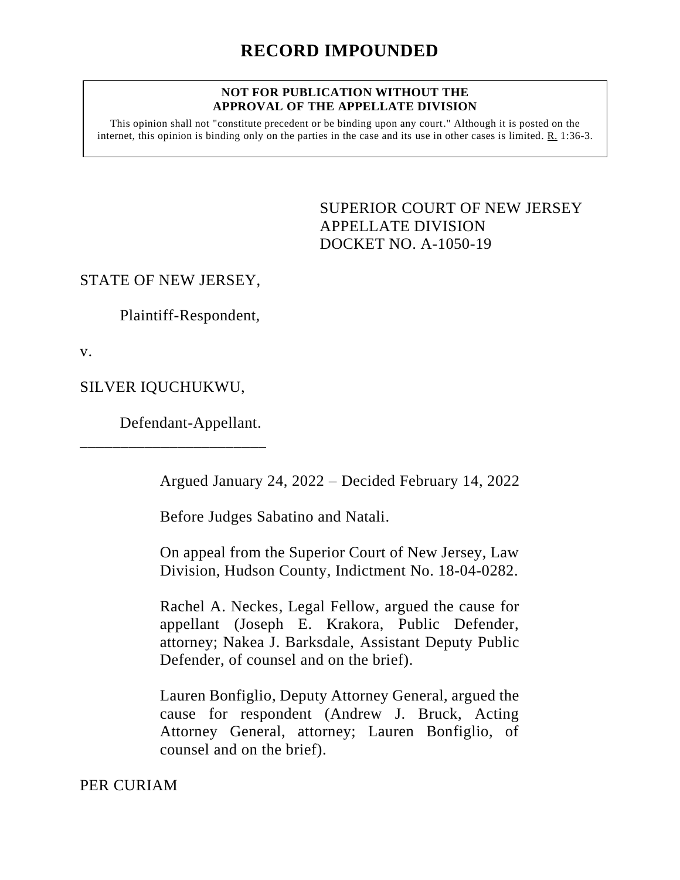# RECORD IMPOUNDED

**NOT FOR PUBLICATION WITHOUT THE APPROVAL OF THE APPELLATE DIVISION**

This opinion shall not "constitute precedent or be binding upon any court." Although it is posted on the internet, this opinion is binding only on the parties in the case and its use in other cases is limited. R. 1:36-3.

SUPERIOR COURT OF NEW JERSEY
APPELLATE DIVISION
DOCKET NO. A-1050-19

STATE OF NEW JERSEY,

Plaintiff-Respondent,

v.

SILVER IQUCHUKWU,

Defendant-Appellant.

_______________________

Argued January 24, 2022 – Decided February 14, 2022

Before Judges Sabatino and Natali.

On appeal from the Superior Court of New Jersey, Law Division, Hudson County, Indictment No. 18-04-0282.

Rachel A. Neckes, Legal Fellow, argued the cause for appellant (Joseph E. Krakora, Public Defender, attorney; Nakea J. Barksdale, Assistant Deputy Public Defender, of counsel and on the brief).

Lauren Bonfiglio, Deputy Attorney General, argued the cause for respondent (Andrew J. Bruck, Acting Attorney General, attorney; Lauren Bonfiglio, of counsel and on the brief).

PER CURIAM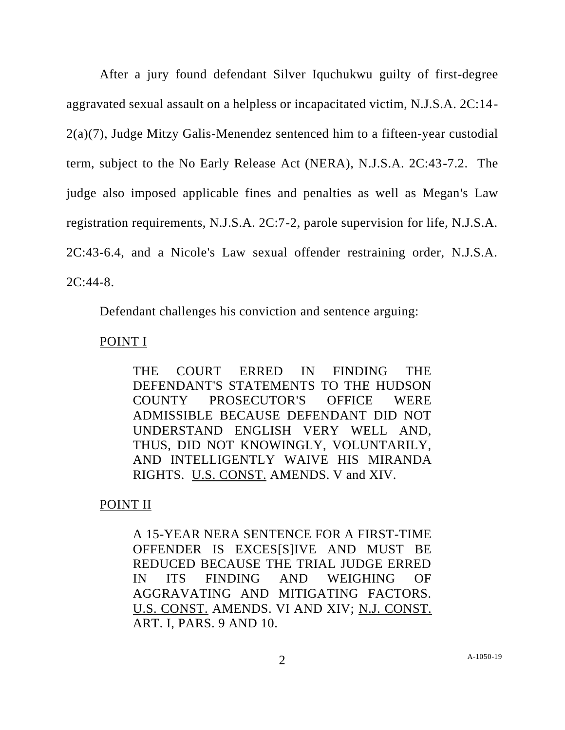After a jury found defendant Silver Iquchukwu guilty of first-degree aggravated sexual assault on a helpless or incapacitated victim, N.J.S.A. 2C:14-2(a)(7), Judge Mitzy Galis-Menendez sentenced him to a fifteen-year custodial term, subject to the No Early Release Act (NERA), N.J.S.A. 2C:43-7.2. The judge also imposed applicable fines and penalties as well as Megan's Law registration requirements, N.J.S.A. 2C:7-2, parole supervision for life, N.J.S.A. 2C:43-6.4, and a Nicole's Law sexual offender restraining order, N.J.S.A. 2C:44-8.

Defendant challenges his conviction and sentence arguing:

<u>POINT I</u>

> THE COURT ERRED IN FINDING THE DEFENDANT'S STATEMENTS TO THE HUDSON COUNTY PROSECUTOR'S OFFICE WERE ADMISSIBLE BECAUSE DEFENDANT DID NOT UNDERSTAND ENGLISH VERY WELL AND, THUS, DID NOT KNOWINGLY, VOLUNTARILY, AND INTELLIGENTLY WAIVE HIS <u>MIRANDA</u> RIGHTS. <u>U.S. CONST.</u> AMENDS. V and XIV.

<u>POINT II</u>

> A 15-YEAR NERA SENTENCE FOR A FIRST-TIME OFFENDER IS EXCES[S]IVE AND MUST BE REDUCED BECAUSE THE TRIAL JUDGE ERRED IN ITS FINDING AND WEIGHING OF AGGRAVATING AND MITIGATING FACTORS. <u>U.S. CONST.</u> AMENDS. VI AND XIV; <u>N.J. CONST.</u> ART. I, PARS. 9 AND 10.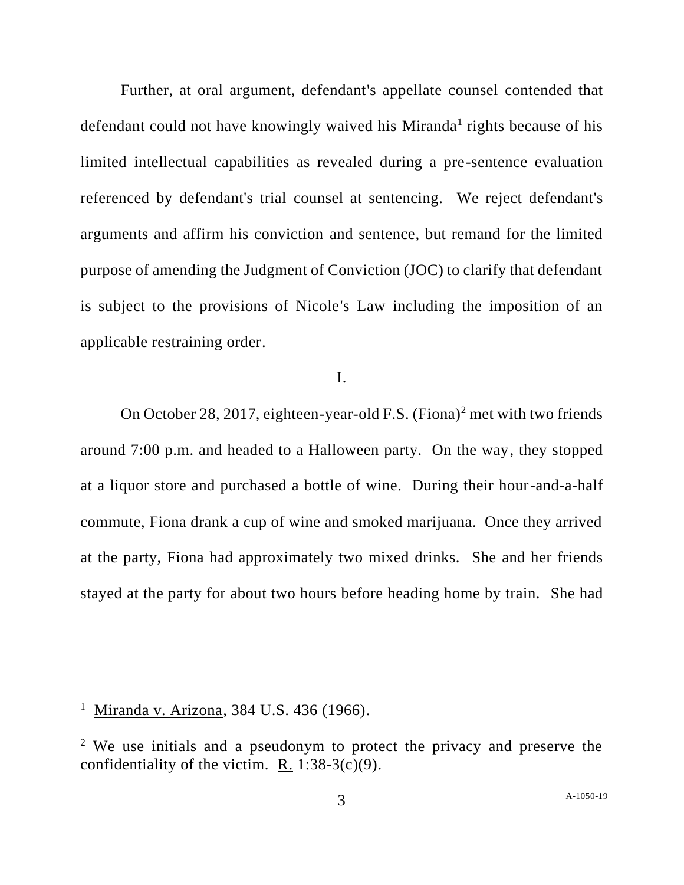Further, at oral argument, defendant's appellate counsel contended that defendant could not have knowingly waived his Miranda[1] rights because of his limited intellectual capabilities as revealed during a pre-sentence evaluation referenced by defendant's trial counsel at sentencing. We reject defendant's arguments and affirm his conviction and sentence, but remand for the limited purpose of amending the Judgment of Conviction (JOC) to clarify that defendant is subject to the provisions of Nicole's Law including the imposition of an applicable restraining order.

I.

On October 28, 2017, eighteen-year-old F.S. (Fiona)[2] met with two friends around 7:00 p.m. and headed to a Halloween party. On the way, they stopped at a liquor store and purchased a bottle of wine. During their hour-and-a-half commute, Fiona drank a cup of wine and smoked marijuana. Once they arrived at the party, Fiona had approximately two mixed drinks. She and her friends stayed at the party for about two hours before heading home by train. She had

---

[1] Miranda v. Arizona, 384 U.S. 436 (1966).

[2] We use initials and a pseudonym to protect the privacy and preserve the confidentiality of the victim. R. 1:38-3(c)(9).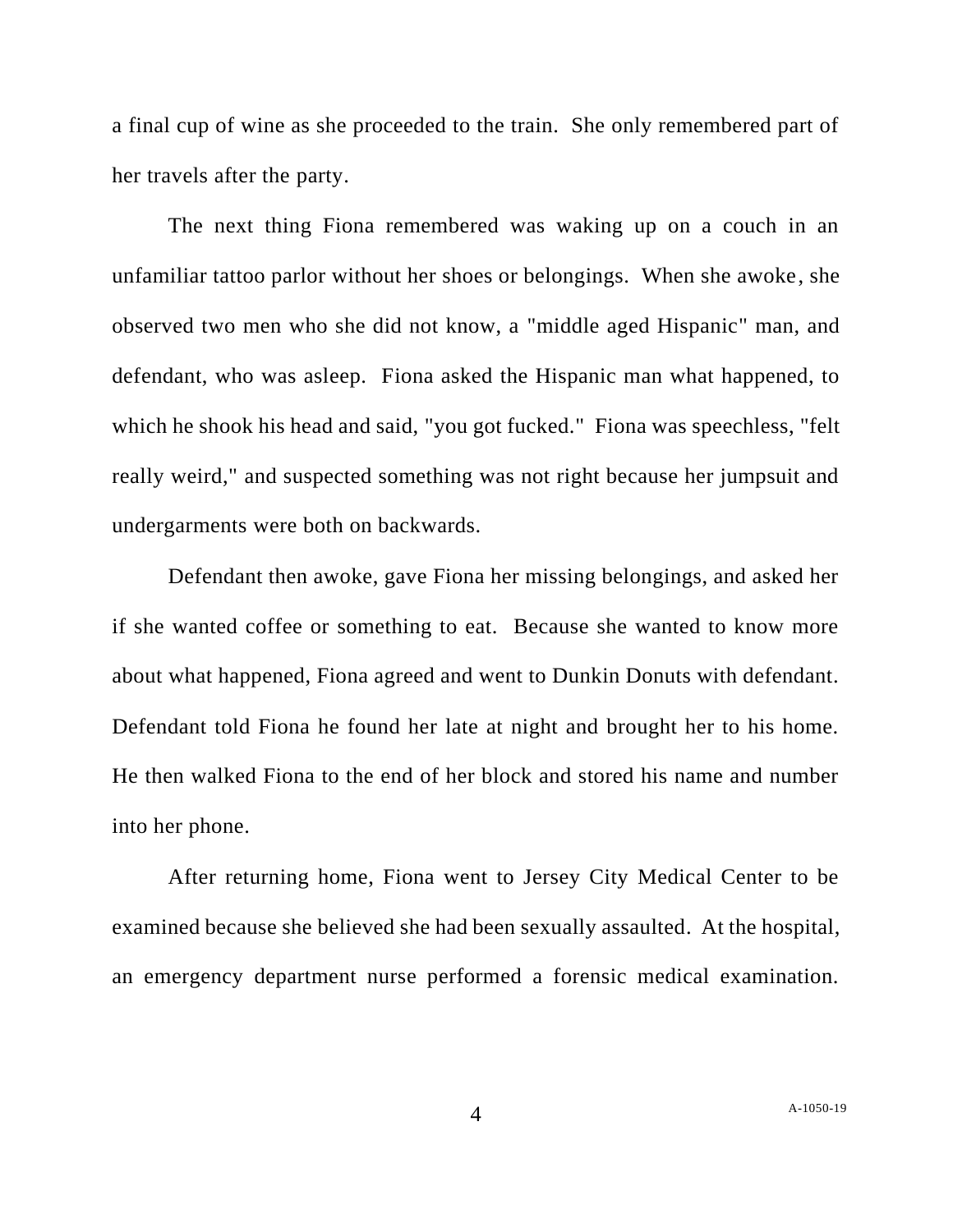a final cup of wine as she proceeded to the train. She only remembered part of her travels after the party.

The next thing Fiona remembered was waking up on a couch in an unfamiliar tattoo parlor without her shoes or belongings. When she awoke, she observed two men who she did not know, a "middle aged Hispanic" man, and defendant, who was asleep. Fiona asked the Hispanic man what happened, to which he shook his head and said, "you got fucked." Fiona was speechless, "felt really weird," and suspected something was not right because her jumpsuit and undergarments were both on backwards.

Defendant then awoke, gave Fiona her missing belongings, and asked her if she wanted coffee or something to eat. Because she wanted to know more about what happened, Fiona agreed and went to Dunkin Donuts with defendant. Defendant told Fiona he found her late at night and brought her to his home. He then walked Fiona to the end of her block and stored his name and number into her phone.

After returning home, Fiona went to Jersey City Medical Center to be examined because she believed she had been sexually assaulted. At the hospital, an emergency department nurse performed a forensic medical examination.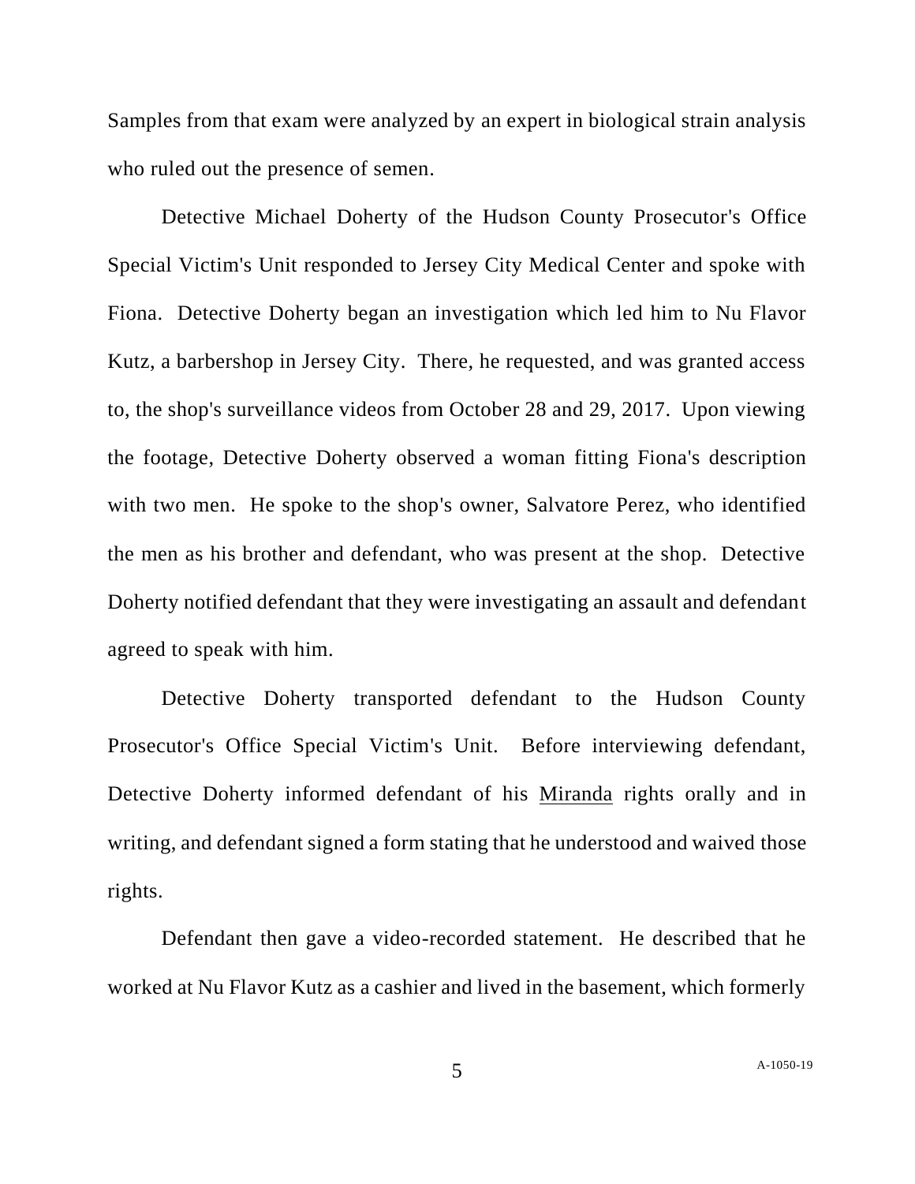Samples from that exam were analyzed by an expert in biological strain analysis who ruled out the presence of semen.

Detective Michael Doherty of the Hudson County Prosecutor's Office Special Victim's Unit responded to Jersey City Medical Center and spoke with Fiona. Detective Doherty began an investigation which led him to Nu Flavor Kutz, a barbershop in Jersey City. There, he requested, and was granted access to, the shop's surveillance videos from October 28 and 29, 2017. Upon viewing the footage, Detective Doherty observed a woman fitting Fiona's description with two men. He spoke to the shop's owner, Salvatore Perez, who identified the men as his brother and defendant, who was present at the shop. Detective Doherty notified defendant that they were investigating an assault and defendant agreed to speak with him.

Detective Doherty transported defendant to the Hudson County Prosecutor's Office Special Victim's Unit. Before interviewing defendant, Detective Doherty informed defendant of his Miranda rights orally and in writing, and defendant signed a form stating that he understood and waived those rights.

Defendant then gave a video-recorded statement. He described that he worked at Nu Flavor Kutz as a cashier and lived in the basement, which formerly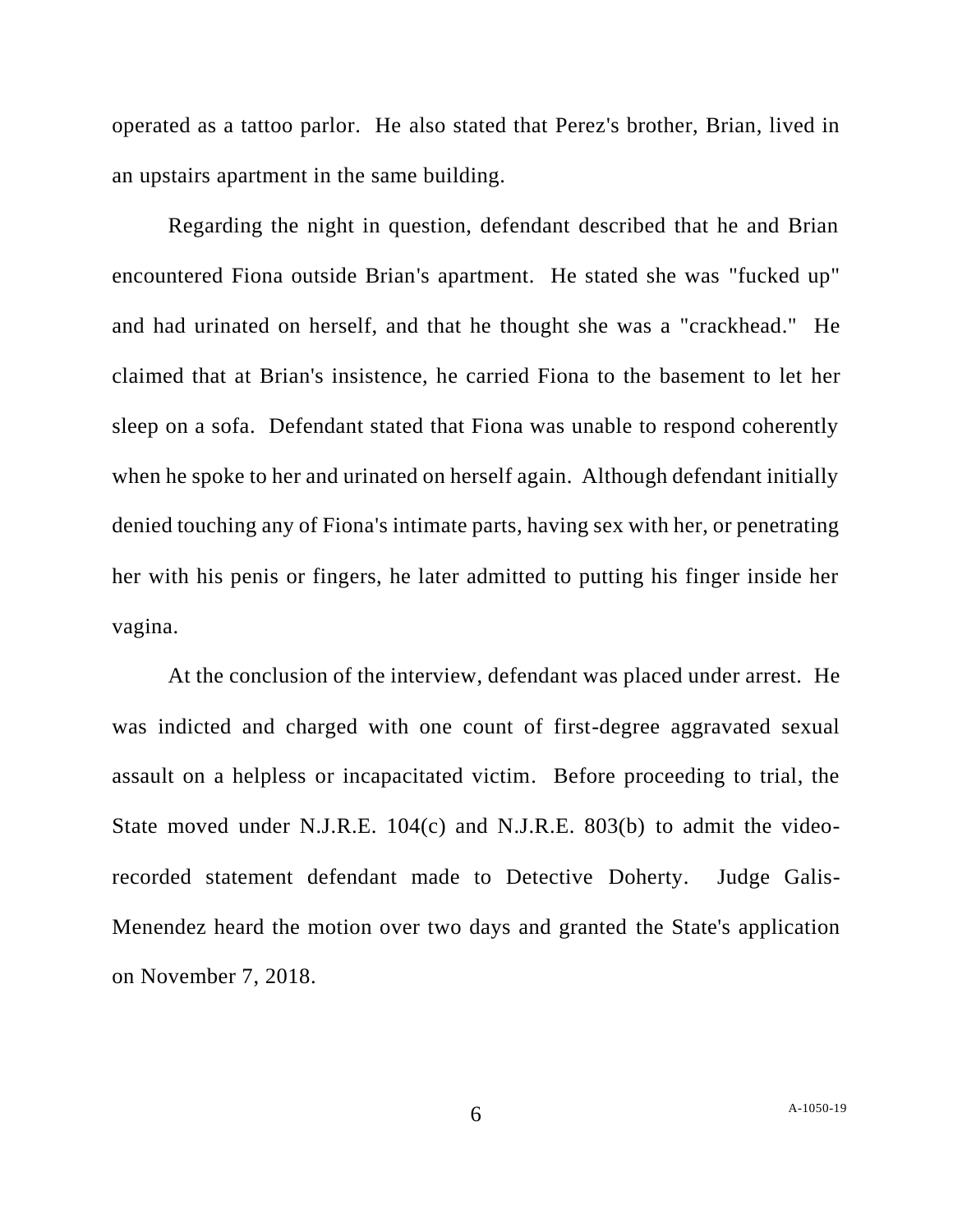operated as a tattoo parlor. He also stated that Perez's brother, Brian, lived in an upstairs apartment in the same building.

Regarding the night in question, defendant described that he and Brian encountered Fiona outside Brian's apartment. He stated she was "fucked up" and had urinated on herself, and that he thought she was a "crackhead." He claimed that at Brian's insistence, he carried Fiona to the basement to let her sleep on a sofa. Defendant stated that Fiona was unable to respond coherently when he spoke to her and urinated on herself again. Although defendant initially denied touching any of Fiona's intimate parts, having sex with her, or penetrating her with his penis or fingers, he later admitted to putting his finger inside her vagina.

At the conclusion of the interview, defendant was placed under arrest. He was indicted and charged with one count of first-degree aggravated sexual assault on a helpless or incapacitated victim. Before proceeding to trial, the State moved under N.J.R.E. 104(c) and N.J.R.E. 803(b) to admit the video-recorded statement defendant made to Detective Doherty. Judge Galis-Menendez heard the motion over two days and granted the State's application on November 7, 2018.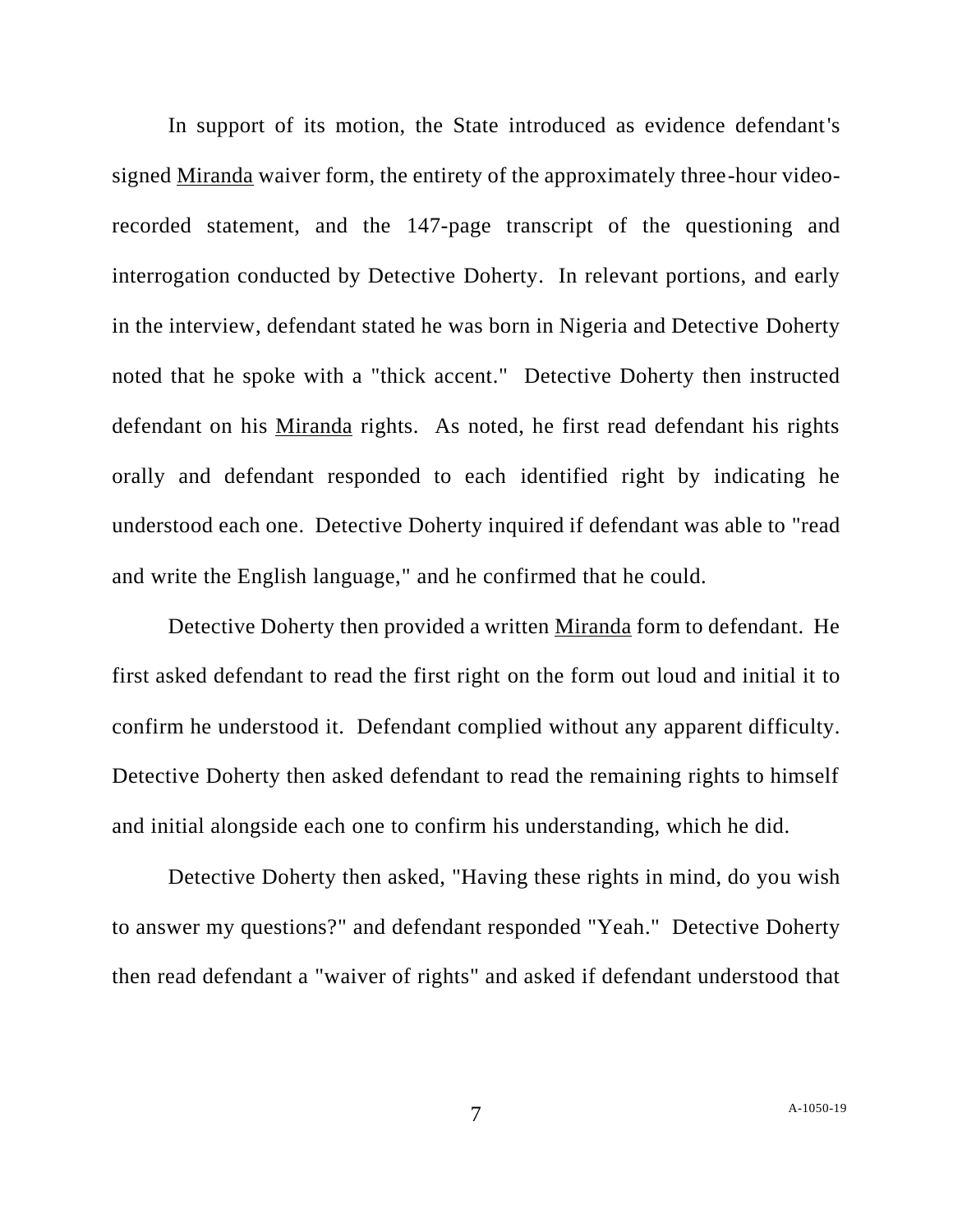In support of its motion, the State introduced as evidence defendant's signed Miranda waiver form, the entirety of the approximately three-hour video-recorded statement, and the 147-page transcript of the questioning and interrogation conducted by Detective Doherty. In relevant portions, and early in the interview, defendant stated he was born in Nigeria and Detective Doherty noted that he spoke with a "thick accent." Detective Doherty then instructed defendant on his Miranda rights. As noted, he first read defendant his rights orally and defendant responded to each identified right by indicating he understood each one. Detective Doherty inquired if defendant was able to "read and write the English language," and he confirmed that he could.

Detective Doherty then provided a written Miranda form to defendant. He first asked defendant to read the first right on the form out loud and initial it to confirm he understood it. Defendant complied without any apparent difficulty. Detective Doherty then asked defendant to read the remaining rights to himself and initial alongside each one to confirm his understanding, which he did.

Detective Doherty then asked, "Having these rights in mind, do you wish to answer my questions?" and defendant responded "Yeah." Detective Doherty then read defendant a "waiver of rights" and asked if defendant understood that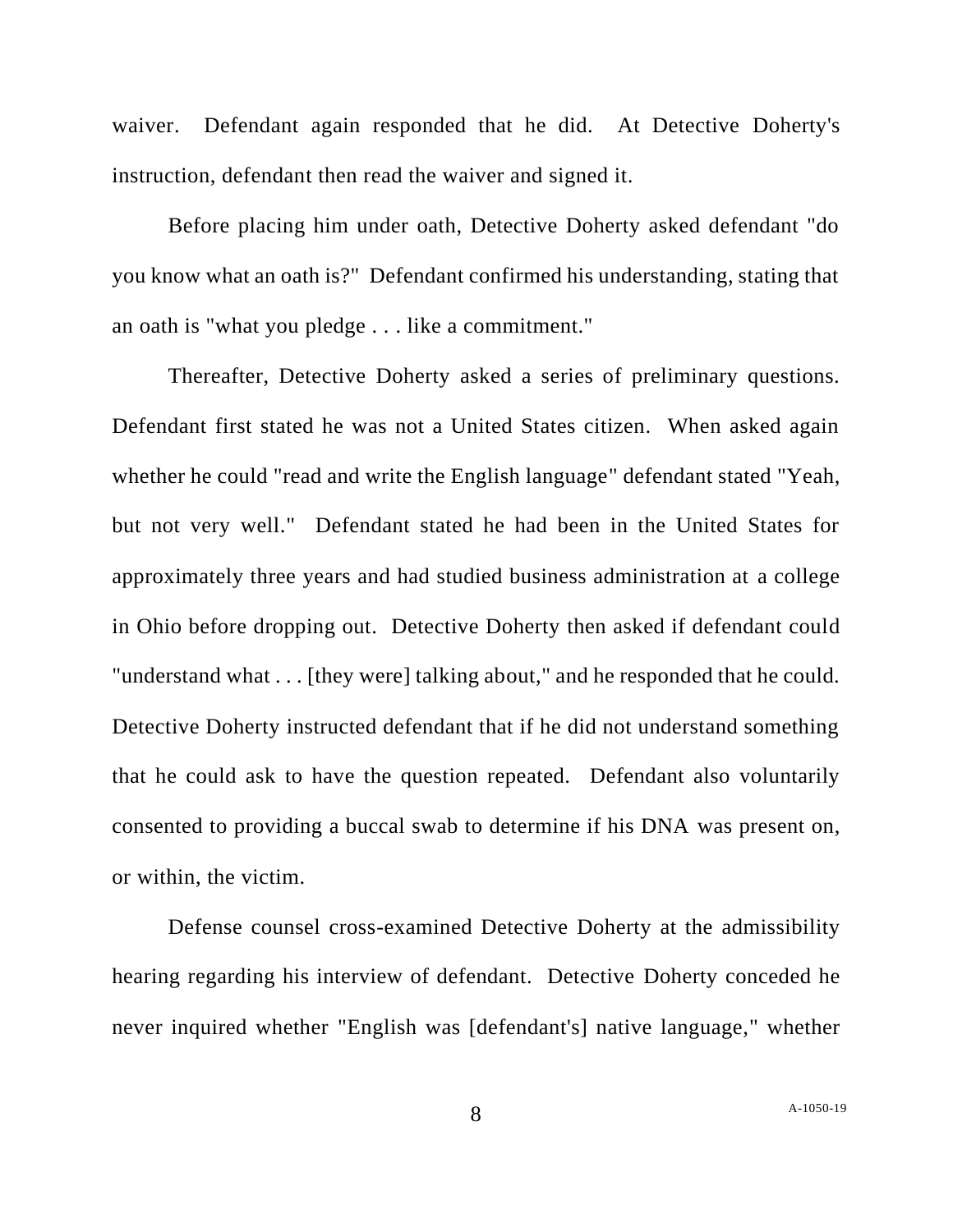waiver. Defendant again responded that he did. At Detective Doherty's instruction, defendant then read the waiver and signed it.

Before placing him under oath, Detective Doherty asked defendant "do you know what an oath is?" Defendant confirmed his understanding, stating that an oath is "what you pledge . . . like a commitment."

Thereafter, Detective Doherty asked a series of preliminary questions. Defendant first stated he was not a United States citizen. When asked again whether he could "read and write the English language" defendant stated "Yeah, but not very well." Defendant stated he had been in the United States for approximately three years and had studied business administration at a college in Ohio before dropping out. Detective Doherty then asked if defendant could "understand what . . . [they were] talking about," and he responded that he could. Detective Doherty instructed defendant that if he did not understand something that he could ask to have the question repeated. Defendant also voluntarily consented to providing a buccal swab to determine if his DNA was present on, or within, the victim.

Defense counsel cross-examined Detective Doherty at the admissibility hearing regarding his interview of defendant. Detective Doherty conceded he never inquired whether "English was [defendant's] native language," whether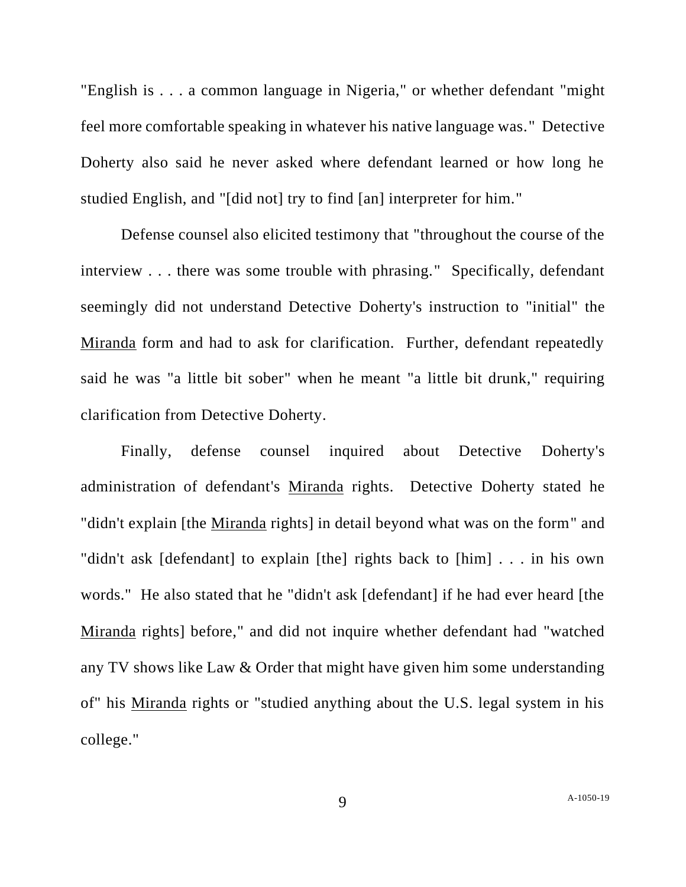"English is . . . a common language in Nigeria," or whether defendant "might feel more comfortable speaking in whatever his native language was." Detective Doherty also said he never asked where defendant learned or how long he studied English, and "[did not] try to find [an] interpreter for him."

Defense counsel also elicited testimony that "throughout the course of the interview . . . there was some trouble with phrasing." Specifically, defendant seemingly did not understand Detective Doherty's instruction to "initial" the Miranda form and had to ask for clarification. Further, defendant repeatedly said he was "a little bit sober" when he meant "a little bit drunk," requiring clarification from Detective Doherty.

Finally, defense counsel inquired about Detective Doherty's administration of defendant's Miranda rights. Detective Doherty stated he "didn't explain [the Miranda rights] in detail beyond what was on the form" and "didn't ask [defendant] to explain [the] rights back to [him] . . . in his own words." He also stated that he "didn't ask [defendant] if he had ever heard [the Miranda rights] before," and did not inquire whether defendant had "watched any TV shows like Law & Order that might have given him some understanding of" his Miranda rights or "studied anything about the U.S. legal system in his college."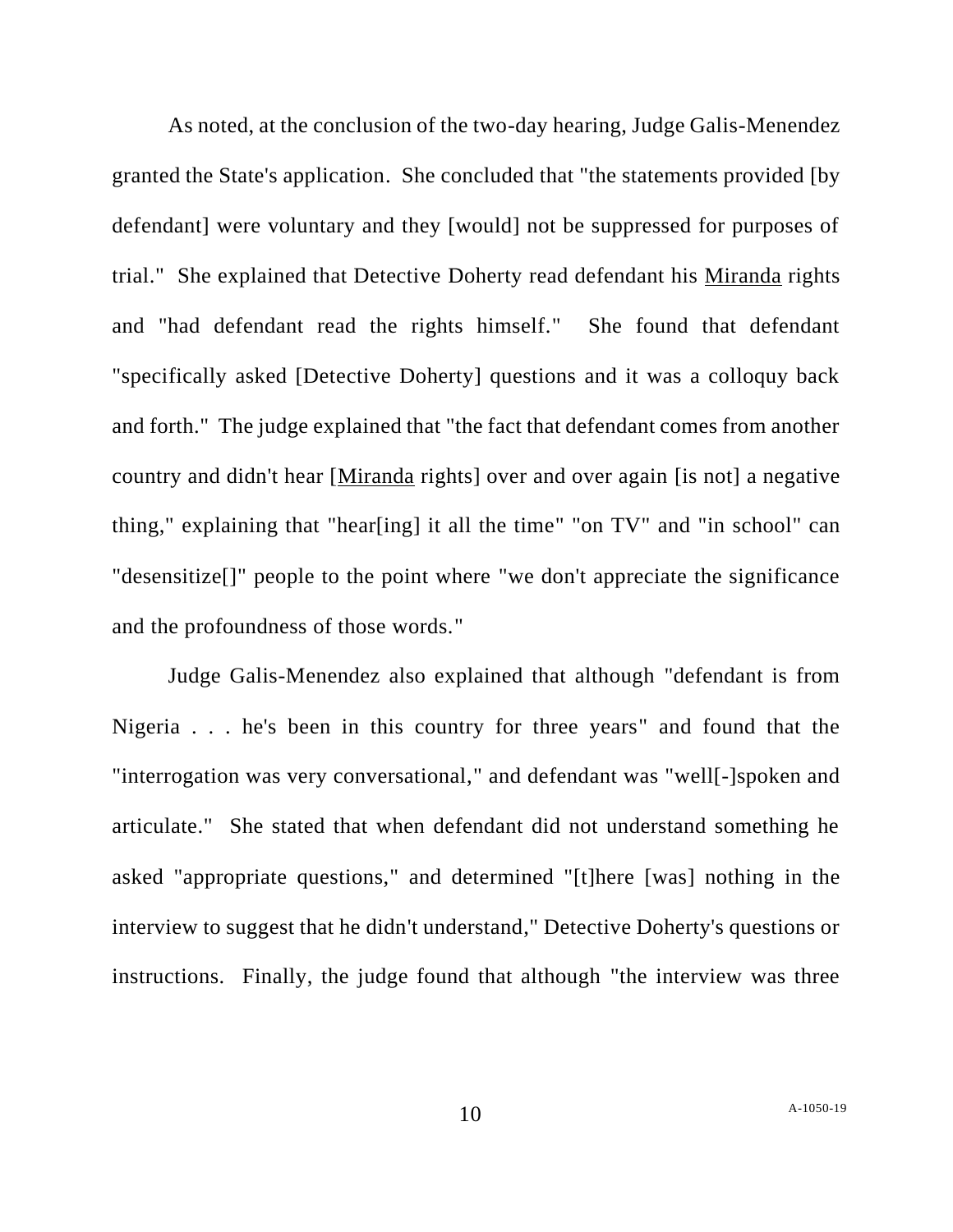As noted, at the conclusion of the two-day hearing, Judge Galis-Menendez granted the State's application. She concluded that "the statements provided [by defendant] were voluntary and they [would] not be suppressed for purposes of trial." She explained that Detective Doherty read defendant his Miranda rights and "had defendant read the rights himself." She found that defendant "specifically asked [Detective Doherty] questions and it was a colloquy back and forth." The judge explained that "the fact that defendant comes from another country and didn't hear [Miranda rights] over and over again [is not] a negative thing," explaining that "hear[ing] it all the time" "on TV" and "in school" can "desensitize[]" people to the point where "we don't appreciate the significance and the profoundness of those words."

Judge Galis-Menendez also explained that although "defendant is from Nigeria . . . he's been in this country for three years" and found that the "interrogation was very conversational," and defendant was "well[-]spoken and articulate." She stated that when defendant did not understand something he asked "appropriate questions," and determined "[t]here [was] nothing in the interview to suggest that he didn't understand," Detective Doherty's questions or instructions. Finally, the judge found that although "the interview was three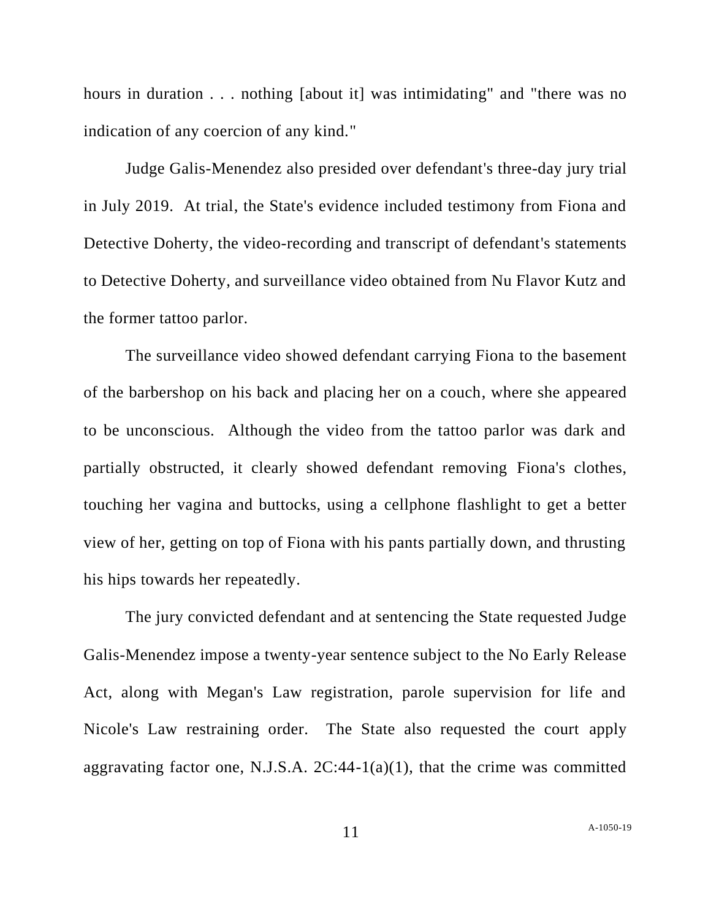hours in duration . . . nothing [about it] was intimidating" and "there was no indication of any coercion of any kind."

Judge Galis-Menendez also presided over defendant's three-day jury trial in July 2019. At trial, the State's evidence included testimony from Fiona and Detective Doherty, the video-recording and transcript of defendant's statements to Detective Doherty, and surveillance video obtained from Nu Flavor Kutz and the former tattoo parlor.

The surveillance video showed defendant carrying Fiona to the basement of the barbershop on his back and placing her on a couch, where she appeared to be unconscious. Although the video from the tattoo parlor was dark and partially obstructed, it clearly showed defendant removing Fiona's clothes, touching her vagina and buttocks, using a cellphone flashlight to get a better view of her, getting on top of Fiona with his pants partially down, and thrusting his hips towards her repeatedly.

The jury convicted defendant and at sentencing the State requested Judge Galis-Menendez impose a twenty-year sentence subject to the No Early Release Act, along with Megan's Law registration, parole supervision for life and Nicole's Law restraining order. The State also requested the court apply aggravating factor one, N.J.S.A. 2C:44-1(a)(1), that the crime was committed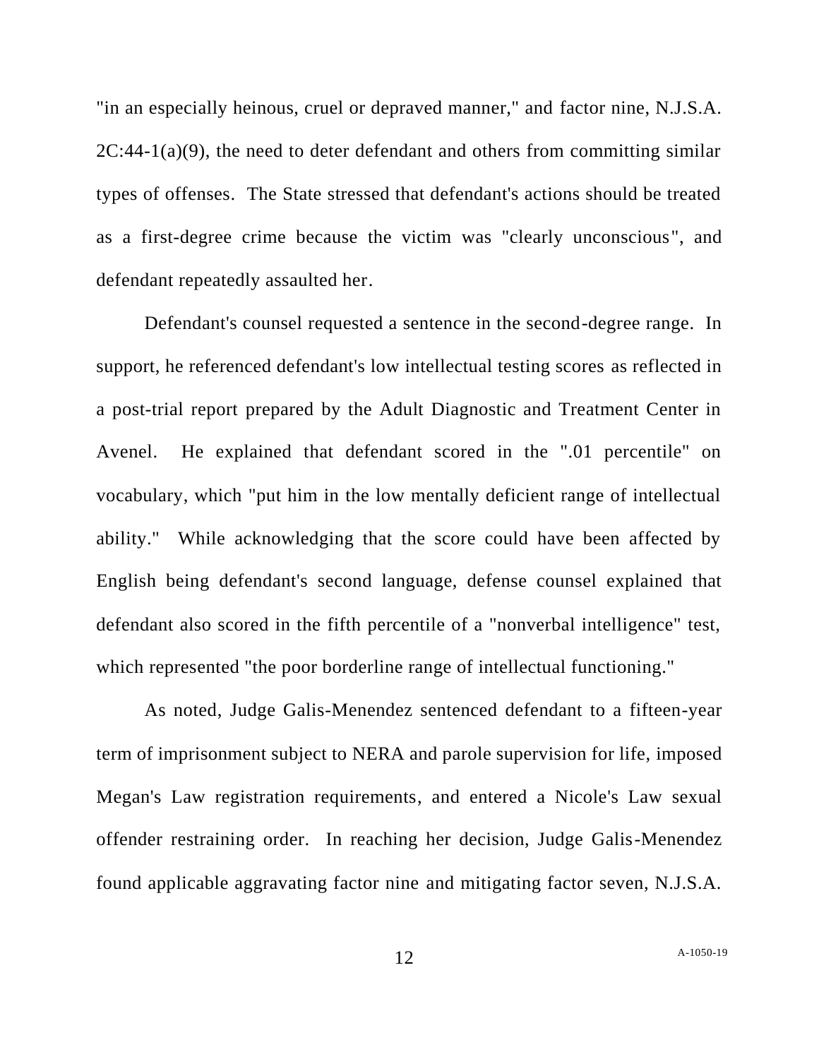"in an especially heinous, cruel or depraved manner," and factor nine, N.J.S.A. 2C:44-1(a)(9), the need to deter defendant and others from committing similar types of offenses. The State stressed that defendant's actions should be treated as a first-degree crime because the victim was "clearly unconscious", and defendant repeatedly assaulted her.

Defendant's counsel requested a sentence in the second-degree range. In support, he referenced defendant's low intellectual testing scores as reflected in a post-trial report prepared by the Adult Diagnostic and Treatment Center in Avenel. He explained that defendant scored in the ".01 percentile" on vocabulary, which "put him in the low mentally deficient range of intellectual ability." While acknowledging that the score could have been affected by English being defendant's second language, defense counsel explained that defendant also scored in the fifth percentile of a "nonverbal intelligence" test, which represented "the poor borderline range of intellectual functioning."

As noted, Judge Galis-Menendez sentenced defendant to a fifteen-year term of imprisonment subject to NERA and parole supervision for life, imposed Megan's Law registration requirements, and entered a Nicole's Law sexual offender restraining order. In reaching her decision, Judge Galis-Menendez found applicable aggravating factor nine and mitigating factor seven, N.J.S.A.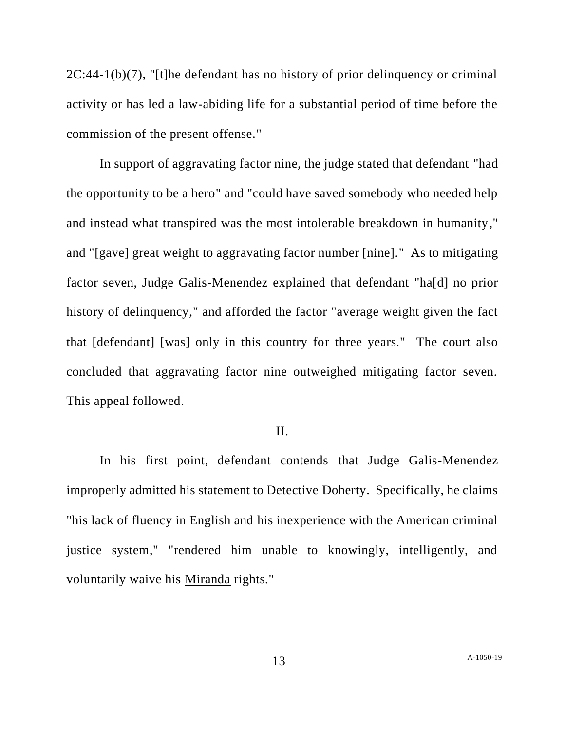2C:44-1(b)(7), "[t]he defendant has no history of prior delinquency or criminal activity or has led a law-abiding life for a substantial period of time before the commission of the present offense."

In support of aggravating factor nine, the judge stated that defendant "had the opportunity to be a hero" and "could have saved somebody who needed help and instead what transpired was the most intolerable breakdown in humanity," and "[gave] great weight to aggravating factor number [nine]." As to mitigating factor seven, Judge Galis-Menendez explained that defendant "ha[d] no prior history of delinquency," and afforded the factor "average weight given the fact that [defendant] [was] only in this country for three years." The court also concluded that aggravating factor nine outweighed mitigating factor seven. This appeal followed.

## II.

In his first point, defendant contends that Judge Galis-Menendez improperly admitted his statement to Detective Doherty. Specifically, he claims "his lack of fluency in English and his inexperience with the American criminal justice system," "rendered him unable to knowingly, intelligently, and voluntarily waive his <u>Miranda</u> rights."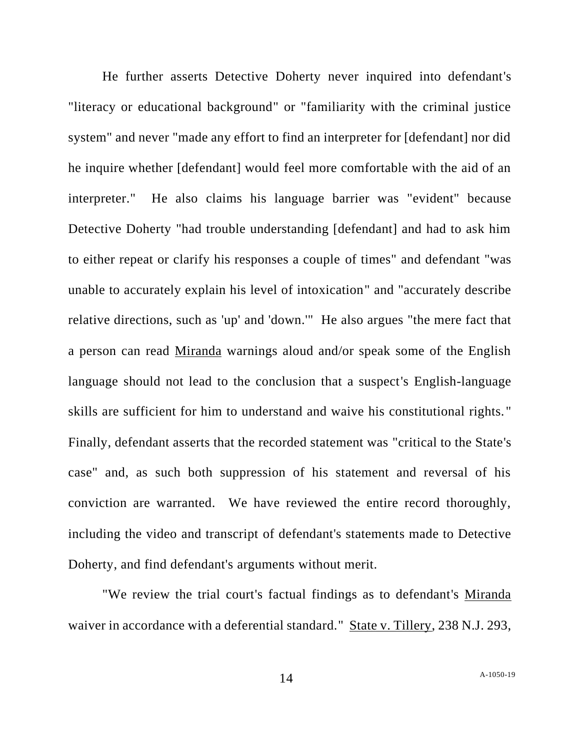He further asserts Detective Doherty never inquired into defendant's "literacy or educational background" or "familiarity with the criminal justice system" and never "made any effort to find an interpreter for [defendant] nor did he inquire whether [defendant] would feel more comfortable with the aid of an interpreter." He also claims his language barrier was "evident" because Detective Doherty "had trouble understanding [defendant] and had to ask him to either repeat or clarify his responses a couple of times" and defendant "was unable to accurately explain his level of intoxication" and "accurately describe relative directions, such as 'up' and 'down.'" He also argues "the mere fact that a person can read Miranda warnings aloud and/or speak some of the English language should not lead to the conclusion that a suspect's English-language skills are sufficient for him to understand and waive his constitutional rights." Finally, defendant asserts that the recorded statement was "critical to the State's case" and, as such both suppression of his statement and reversal of his conviction are warranted. We have reviewed the entire record thoroughly, including the video and transcript of defendant's statements made to Detective Doherty, and find defendant's arguments without merit.

"We review the trial court's factual findings as to defendant's Miranda waiver in accordance with a deferential standard." State v. Tillery, 238 N.J. 293,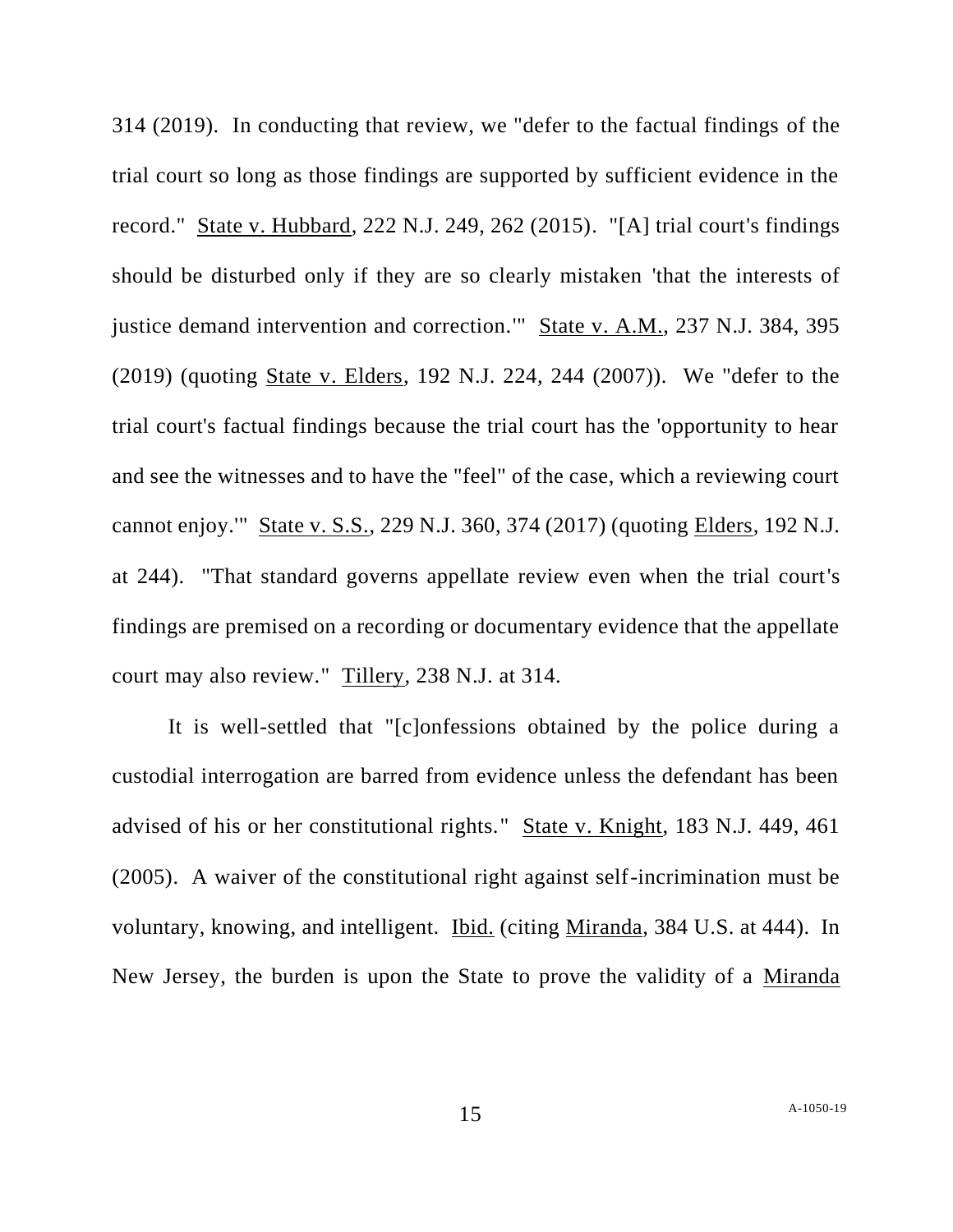314 (2019). In conducting that review, we "defer to the factual findings of the trial court so long as those findings are supported by sufficient evidence in the record." State v. Hubbard, 222 N.J. 249, 262 (2015). "[A] trial court's findings should be disturbed only if they are so clearly mistaken 'that the interests of justice demand intervention and correction.'" State v. A.M., 237 N.J. 384, 395 (2019) (quoting State v. Elders, 192 N.J. 224, 244 (2007)). We "defer to the trial court's factual findings because the trial court has the 'opportunity to hear and see the witnesses and to have the "feel" of the case, which a reviewing court cannot enjoy.'" State v. S.S., 229 N.J. 360, 374 (2017) (quoting Elders, 192 N.J. at 244). "That standard governs appellate review even when the trial court's findings are premised on a recording or documentary evidence that the appellate court may also review." Tillery, 238 N.J. at 314.

It is well-settled that "[c]onfessions obtained by the police during a custodial interrogation are barred from evidence unless the defendant has been advised of his or her constitutional rights." State v. Knight, 183 N.J. 449, 461 (2005). A waiver of the constitutional right against self-incrimination must be voluntary, knowing, and intelligent. Ibid. (citing Miranda, 384 U.S. at 444). In New Jersey, the burden is upon the State to prove the validity of a Miranda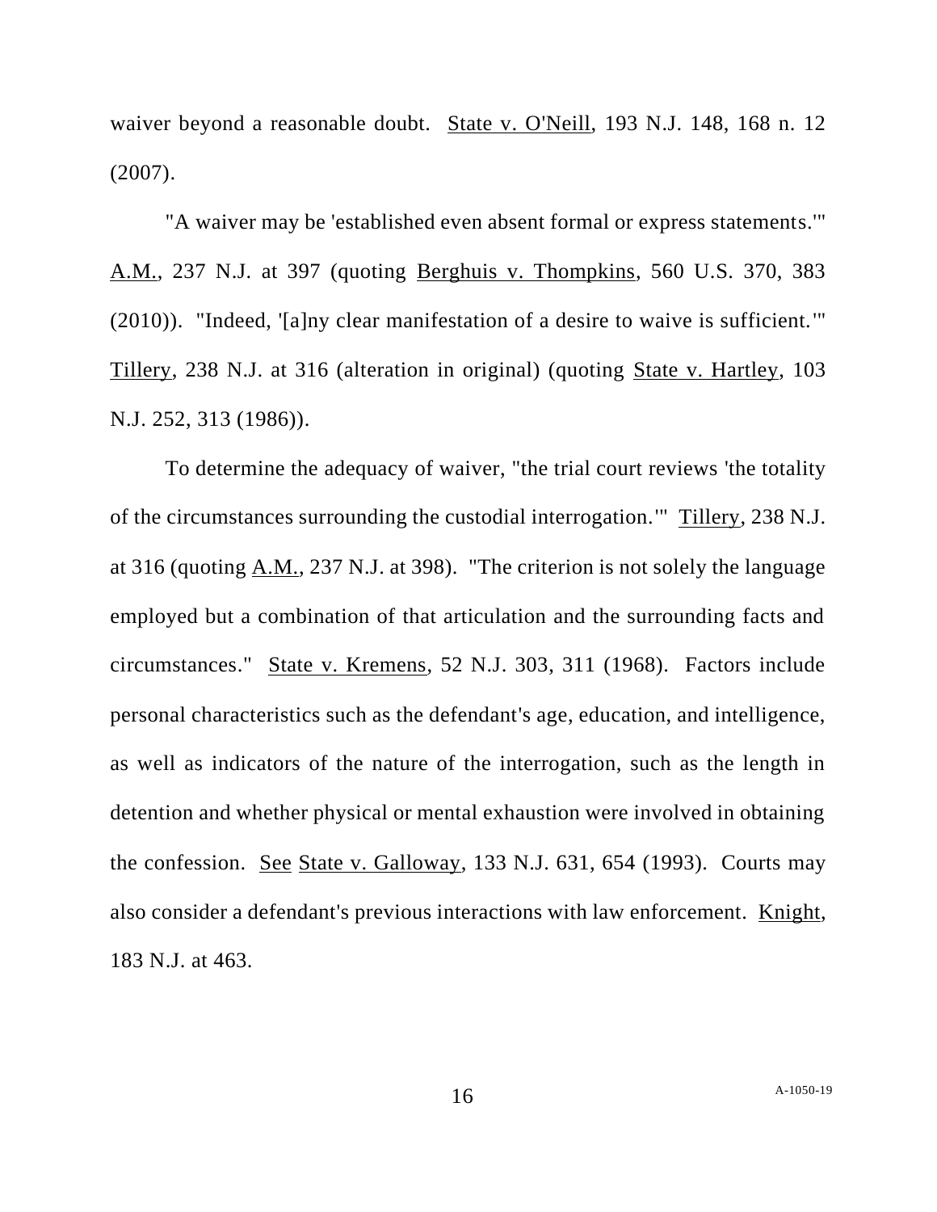waiver beyond a reasonable doubt. State v. O'Neill, 193 N.J. 148, 168 n. 12 (2007).

"A waiver may be 'established even absent formal or express statements.'" A.M., 237 N.J. at 397 (quoting Berghuis v. Thompkins, 560 U.S. 370, 383 (2010)). "Indeed, '[a]ny clear manifestation of a desire to waive is sufficient.'" Tillery, 238 N.J. at 316 (alteration in original) (quoting State v. Hartley, 103 N.J. 252, 313 (1986)).

To determine the adequacy of waiver, "the trial court reviews 'the totality of the circumstances surrounding the custodial interrogation.'" Tillery, 238 N.J. at 316 (quoting A.M., 237 N.J. at 398). "The criterion is not solely the language employed but a combination of that articulation and the surrounding facts and circumstances." State v. Kremens, 52 N.J. 303, 311 (1968). Factors include personal characteristics such as the defendant's age, education, and intelligence, as well as indicators of the nature of the interrogation, such as the length in detention and whether physical or mental exhaustion were involved in obtaining the confession. See State v. Galloway, 133 N.J. 631, 654 (1993). Courts may also consider a defendant's previous interactions with law enforcement. Knight, 183 N.J. at 463.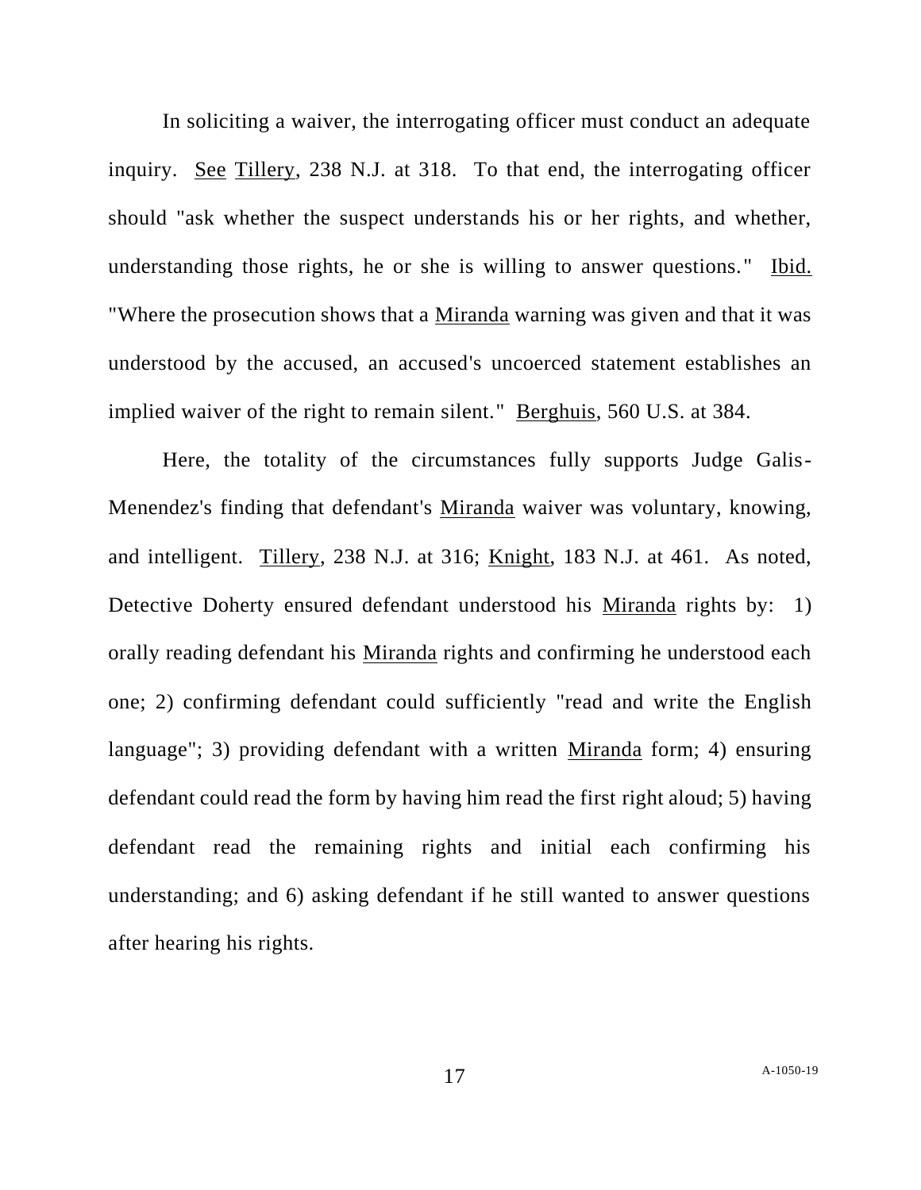In soliciting a waiver, the interrogating officer must conduct an adequate inquiry. See Tillery, 238 N.J. at 318. To that end, the interrogating officer should "ask whether the suspect understands his or her rights, and whether, understanding those rights, he or she is willing to answer questions." Ibid. "Where the prosecution shows that a Miranda warning was given and that it was understood by the accused, an accused's uncoerced statement establishes an implied waiver of the right to remain silent." Berghuis, 560 U.S. at 384.

Here, the totality of the circumstances fully supports Judge Galis-Menendez's finding that defendant's Miranda waiver was voluntary, knowing, and intelligent. Tillery, 238 N.J. at 316; Knight, 183 N.J. at 461. As noted, Detective Doherty ensured defendant understood his Miranda rights by: 1) orally reading defendant his Miranda rights and confirming he understood each one; 2) confirming defendant could sufficiently "read and write the English language"; 3) providing defendant with a written Miranda form; 4) ensuring defendant could read the form by having him read the first right aloud; 5) having defendant read the remaining rights and initial each confirming his understanding; and 6) asking defendant if he still wanted to answer questions after hearing his rights.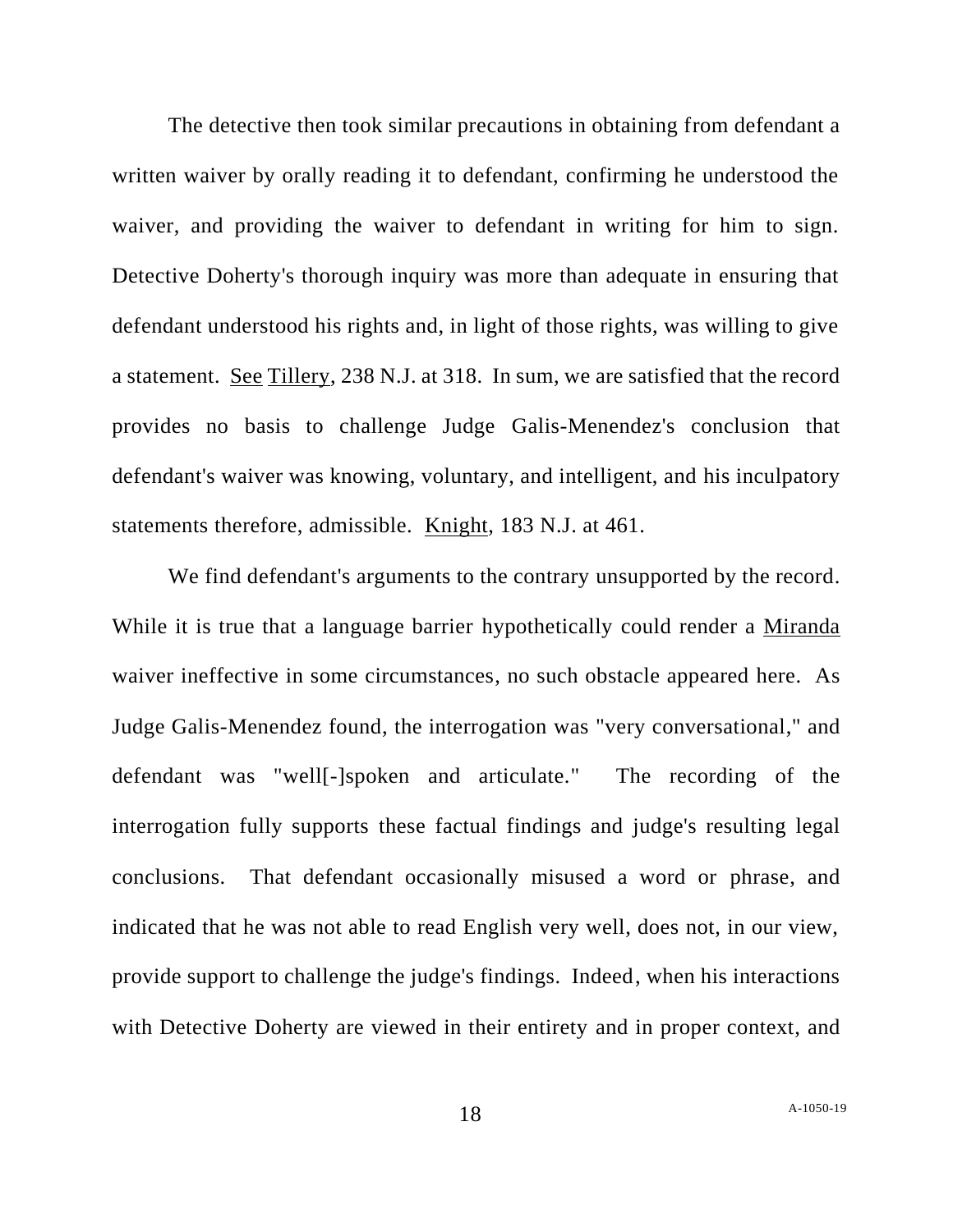The detective then took similar precautions in obtaining from defendant a written waiver by orally reading it to defendant, confirming he understood the waiver, and providing the waiver to defendant in writing for him to sign. Detective Doherty's thorough inquiry was more than adequate in ensuring that defendant understood his rights and, in light of those rights, was willing to give a statement. See Tillery, 238 N.J. at 318. In sum, we are satisfied that the record provides no basis to challenge Judge Galis-Menendez's conclusion that defendant's waiver was knowing, voluntary, and intelligent, and his inculpatory statements therefore, admissible. Knight, 183 N.J. at 461.

We find defendant's arguments to the contrary unsupported by the record. While it is true that a language barrier hypothetically could render a Miranda waiver ineffective in some circumstances, no such obstacle appeared here. As Judge Galis-Menendez found, the interrogation was "very conversational," and defendant was "well[-]spoken and articulate." The recording of the interrogation fully supports these factual findings and judge's resulting legal conclusions. That defendant occasionally misused a word or phrase, and indicated that he was not able to read English very well, does not, in our view, provide support to challenge the judge's findings. Indeed, when his interactions with Detective Doherty are viewed in their entirety and in proper context, and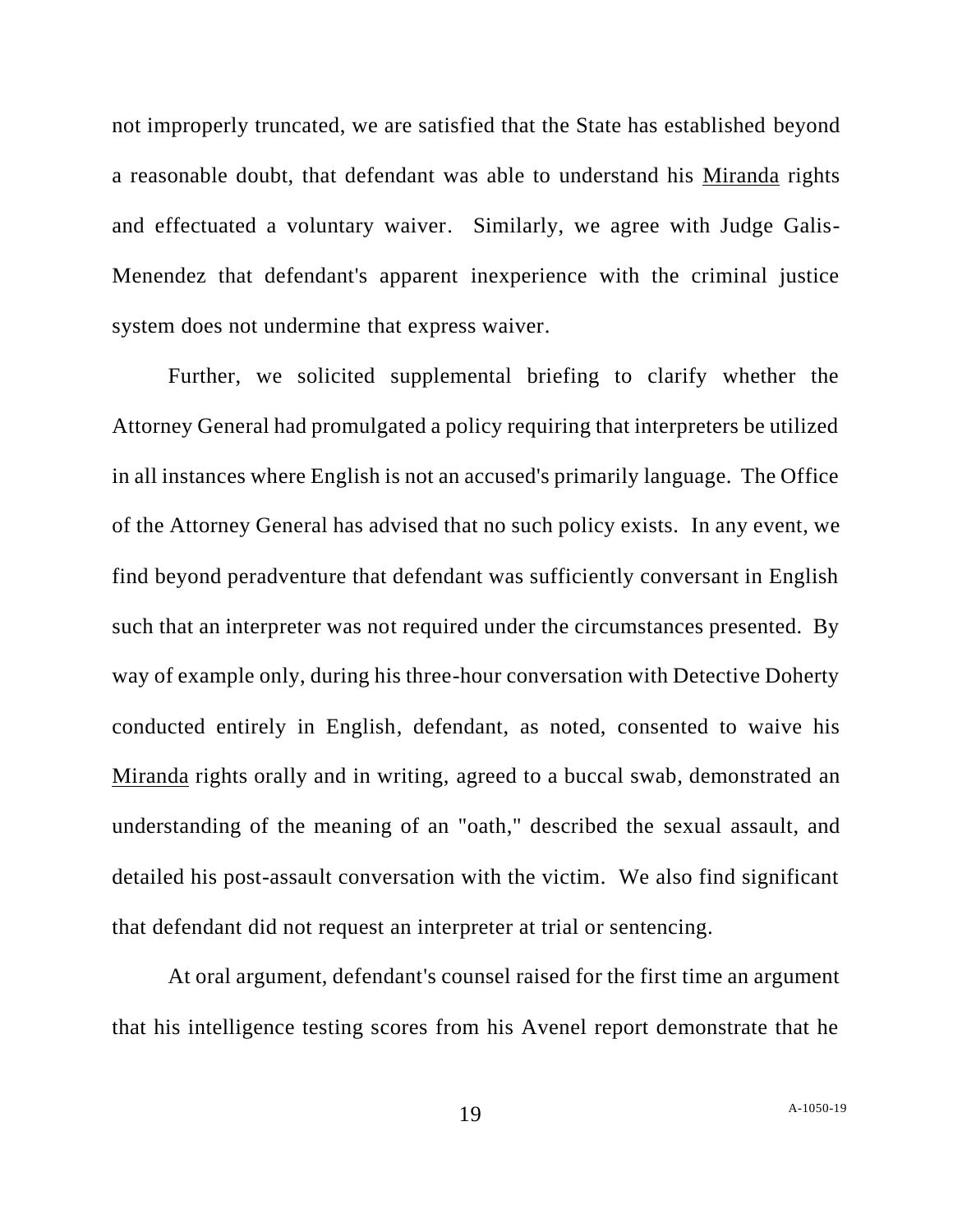not improperly truncated, we are satisfied that the State has established beyond a reasonable doubt, that defendant was able to understand his Miranda rights and effectuated a voluntary waiver. Similarly, we agree with Judge Galis-Menendez that defendant's apparent inexperience with the criminal justice system does not undermine that express waiver.

Further, we solicited supplemental briefing to clarify whether the Attorney General had promulgated a policy requiring that interpreters be utilized in all instances where English is not an accused's primarily language. The Office of the Attorney General has advised that no such policy exists. In any event, we find beyond peradventure that defendant was sufficiently conversant in English such that an interpreter was not required under the circumstances presented. By way of example only, during his three-hour conversation with Detective Doherty conducted entirely in English, defendant, as noted, consented to waive his Miranda rights orally and in writing, agreed to a buccal swab, demonstrated an understanding of the meaning of an "oath," described the sexual assault, and detailed his post-assault conversation with the victim. We also find significant that defendant did not request an interpreter at trial or sentencing.

At oral argument, defendant's counsel raised for the first time an argument that his intelligence testing scores from his Avenel report demonstrate that he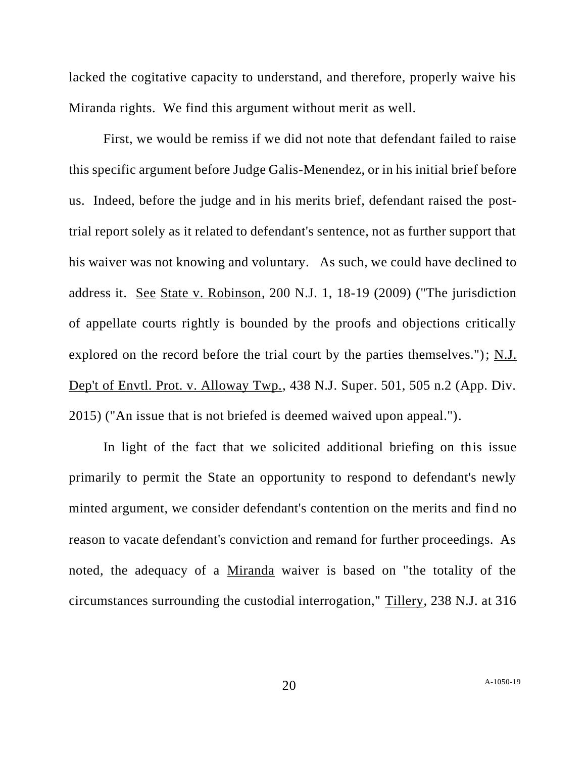lacked the cogitative capacity to understand, and therefore, properly waive his Miranda rights. We find this argument without merit as well.

First, we would be remiss if we did not note that defendant failed to raise this specific argument before Judge Galis-Menendez, or in his initial brief before us. Indeed, before the judge and in his merits brief, defendant raised the post-trial report solely as it related to defendant's sentence, not as further support that his waiver was not knowing and voluntary. As such, we could have declined to address it. See State v. Robinson, 200 N.J. 1, 18-19 (2009) ("The jurisdiction of appellate courts rightly is bounded by the proofs and objections critically explored on the record before the trial court by the parties themselves."); N.J. Dep't of Envtl. Prot. v. Alloway Twp., 438 N.J. Super. 501, 505 n.2 (App. Div. 2015) ("An issue that is not briefed is deemed waived upon appeal.").

In light of the fact that we solicited additional briefing on this issue primarily to permit the State an opportunity to respond to defendant's newly minted argument, we consider defendant's contention on the merits and find no reason to vacate defendant's conviction and remand for further proceedings. As noted, the adequacy of a Miranda waiver is based on "the totality of the circumstances surrounding the custodial interrogation," Tillery, 238 N.J. at 316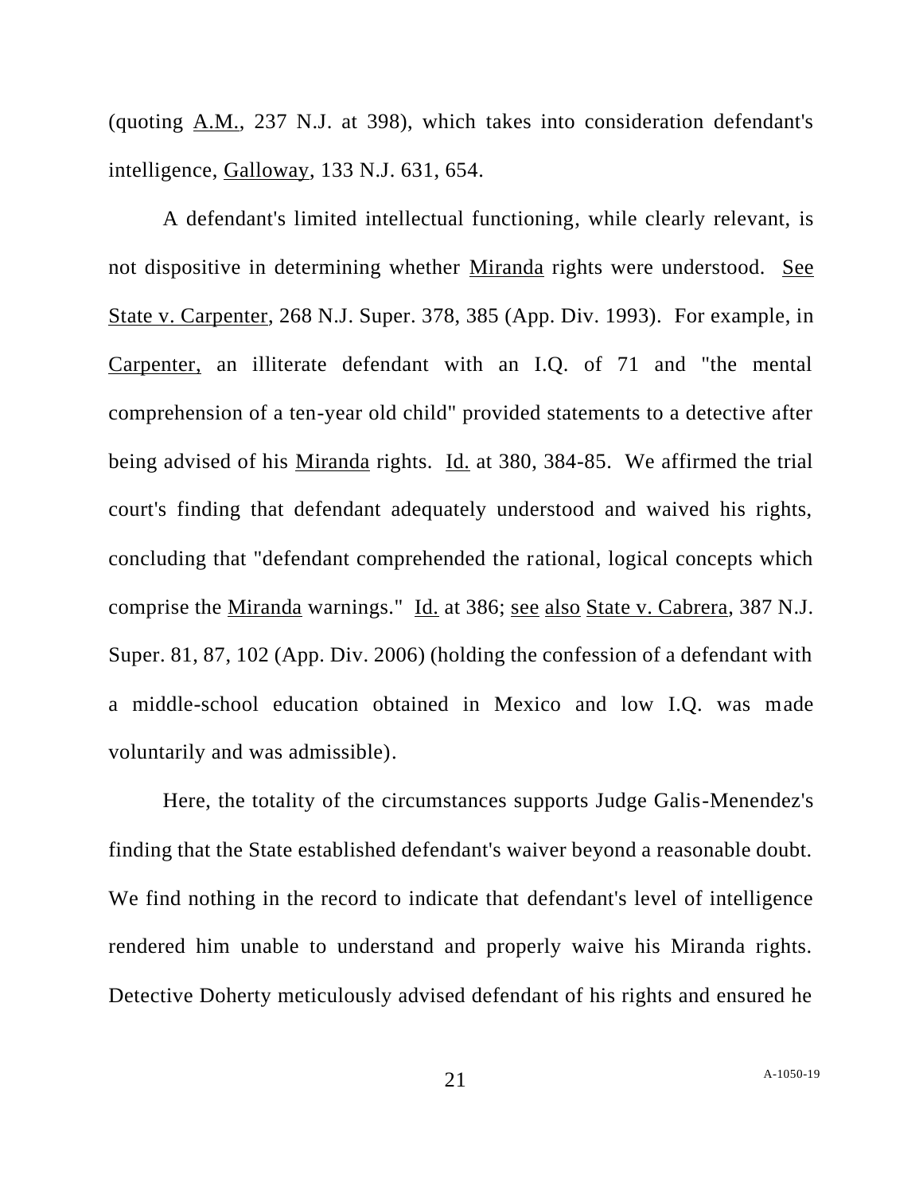(quoting A.M., 237 N.J. at 398), which takes into consideration defendant's intelligence, Galloway, 133 N.J. 631, 654.

A defendant's limited intellectual functioning, while clearly relevant, is not dispositive in determining whether Miranda rights were understood. See State v. Carpenter, 268 N.J. Super. 378, 385 (App. Div. 1993). For example, in Carpenter, an illiterate defendant with an I.Q. of 71 and "the mental comprehension of a ten-year old child" provided statements to a detective after being advised of his Miranda rights. Id. at 380, 384-85. We affirmed the trial court's finding that defendant adequately understood and waived his rights, concluding that "defendant comprehended the rational, logical concepts which comprise the Miranda warnings." Id. at 386; see also State v. Cabrera, 387 N.J. Super. 81, 87, 102 (App. Div. 2006) (holding the confession of a defendant with a middle-school education obtained in Mexico and low I.Q. was made voluntarily and was admissible).

Here, the totality of the circumstances supports Judge Galis-Menendez's finding that the State established defendant's waiver beyond a reasonable doubt. We find nothing in the record to indicate that defendant's level of intelligence rendered him unable to understand and properly waive his Miranda rights. Detective Doherty meticulously advised defendant of his rights and ensured he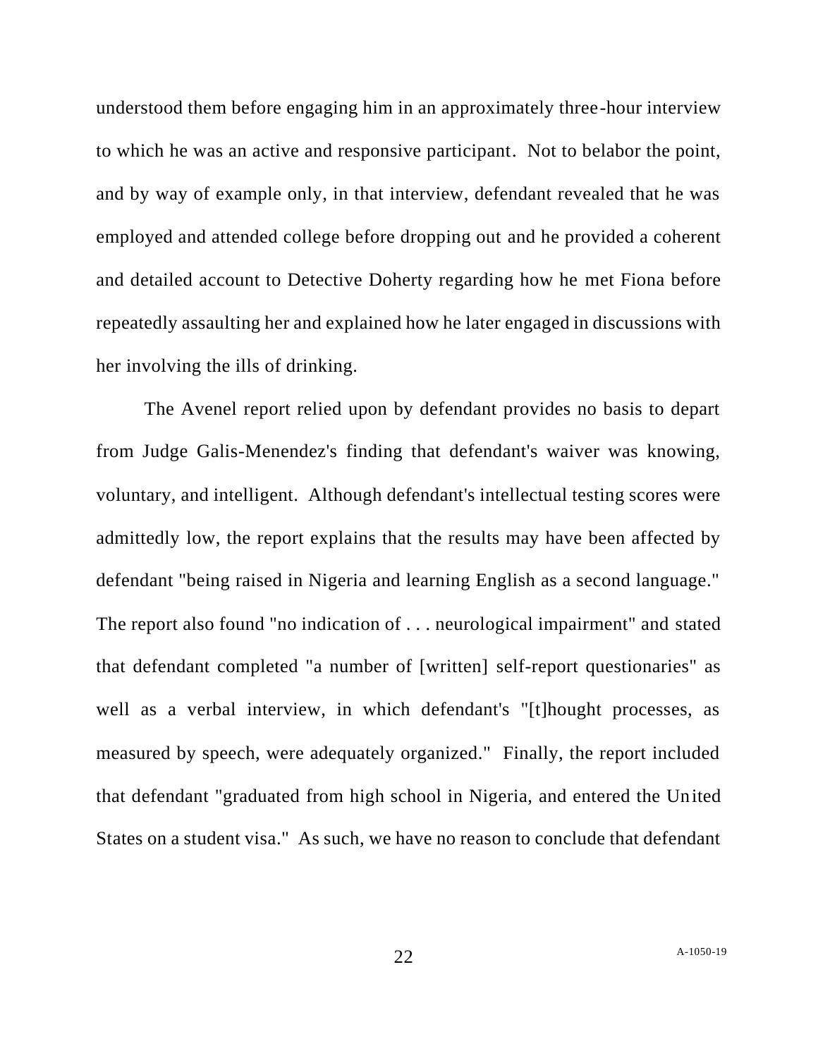understood them before engaging him in an approximately three-hour interview to which he was an active and responsive participant. Not to belabor the point, and by way of example only, in that interview, defendant revealed that he was employed and attended college before dropping out and he provided a coherent and detailed account to Detective Doherty regarding how he met Fiona before repeatedly assaulting her and explained how he later engaged in discussions with her involving the ills of drinking.

The Avenel report relied upon by defendant provides no basis to depart from Judge Galis-Menendez's finding that defendant's waiver was knowing, voluntary, and intelligent. Although defendant's intellectual testing scores were admittedly low, the report explains that the results may have been affected by defendant "being raised in Nigeria and learning English as a second language." The report also found "no indication of . . . neurological impairment" and stated that defendant completed "a number of [written] self-report questionaries" as well as a verbal interview, in which defendant's "[t]hought processes, as measured by speech, were adequately organized." Finally, the report included that defendant "graduated from high school in Nigeria, and entered the United States on a student visa." As such, we have no reason to conclude that defendant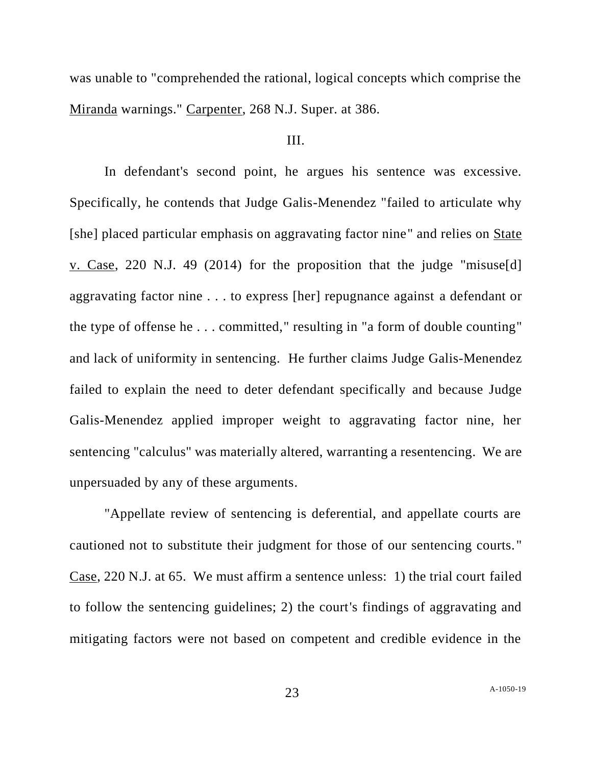was unable to "comprehended the rational, logical concepts which comprise the Miranda warnings." Carpenter, 268 N.J. Super. at 386.

III.

In defendant's second point, he argues his sentence was excessive. Specifically, he contends that Judge Galis-Menendez "failed to articulate why [she] placed particular emphasis on aggravating factor nine" and relies on State v. Case, 220 N.J. 49 (2014) for the proposition that the judge "misuse[d] aggravating factor nine . . . to express [her] repugnance against a defendant or the type of offense he . . . committed," resulting in "a form of double counting" and lack of uniformity in sentencing. He further claims Judge Galis-Menendez failed to explain the need to deter defendant specifically and because Judge Galis-Menendez applied improper weight to aggravating factor nine, her sentencing "calculus" was materially altered, warranting a resentencing. We are unpersuaded by any of these arguments.

"Appellate review of sentencing is deferential, and appellate courts are cautioned not to substitute their judgment for those of our sentencing courts." Case, 220 N.J. at 65. We must affirm a sentence unless: 1) the trial court failed to follow the sentencing guidelines; 2) the court's findings of aggravating and mitigating factors were not based on competent and credible evidence in the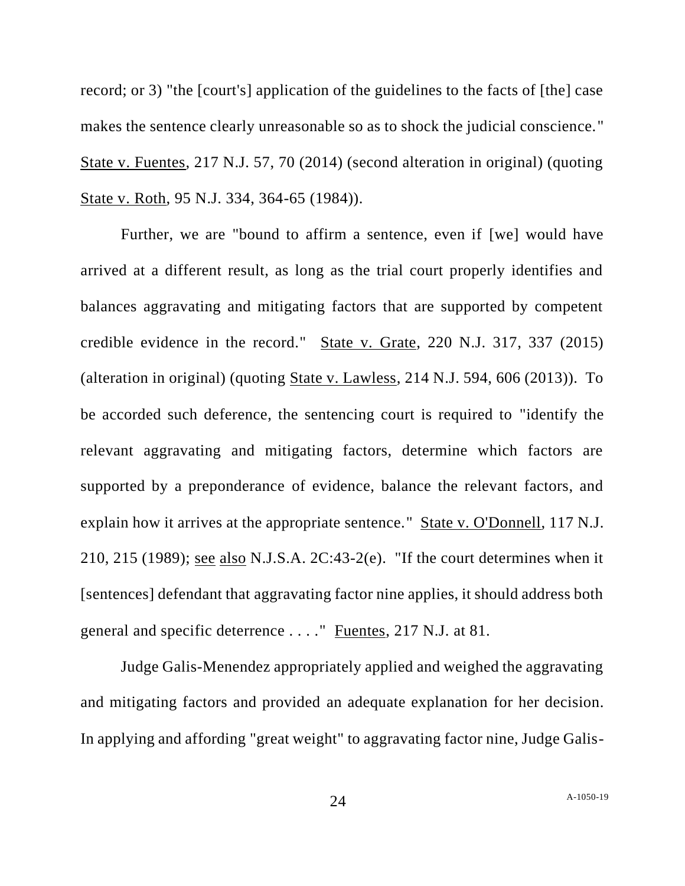record; or 3) "the [court's] application of the guidelines to the facts of [the] case makes the sentence clearly unreasonable so as to shock the judicial conscience." State v. Fuentes, 217 N.J. 57, 70 (2014) (second alteration in original) (quoting State v. Roth, 95 N.J. 334, 364-65 (1984)).

Further, we are "bound to affirm a sentence, even if [we] would have arrived at a different result, as long as the trial court properly identifies and balances aggravating and mitigating factors that are supported by competent credible evidence in the record." State v. Grate, 220 N.J. 317, 337 (2015) (alteration in original) (quoting State v. Lawless, 214 N.J. 594, 606 (2013)). To be accorded such deference, the sentencing court is required to "identify the relevant aggravating and mitigating factors, determine which factors are supported by a preponderance of evidence, balance the relevant factors, and explain how it arrives at the appropriate sentence." State v. O'Donnell, 117 N.J. 210, 215 (1989); see also N.J.S.A. 2C:43-2(e). "If the court determines when it [sentences] defendant that aggravating factor nine applies, it should address both general and specific deterrence . . . ." Fuentes, 217 N.J. at 81.

Judge Galis-Menendez appropriately applied and weighed the aggravating and mitigating factors and provided an adequate explanation for her decision. In applying and affording "great weight" to aggravating factor nine, Judge Galis-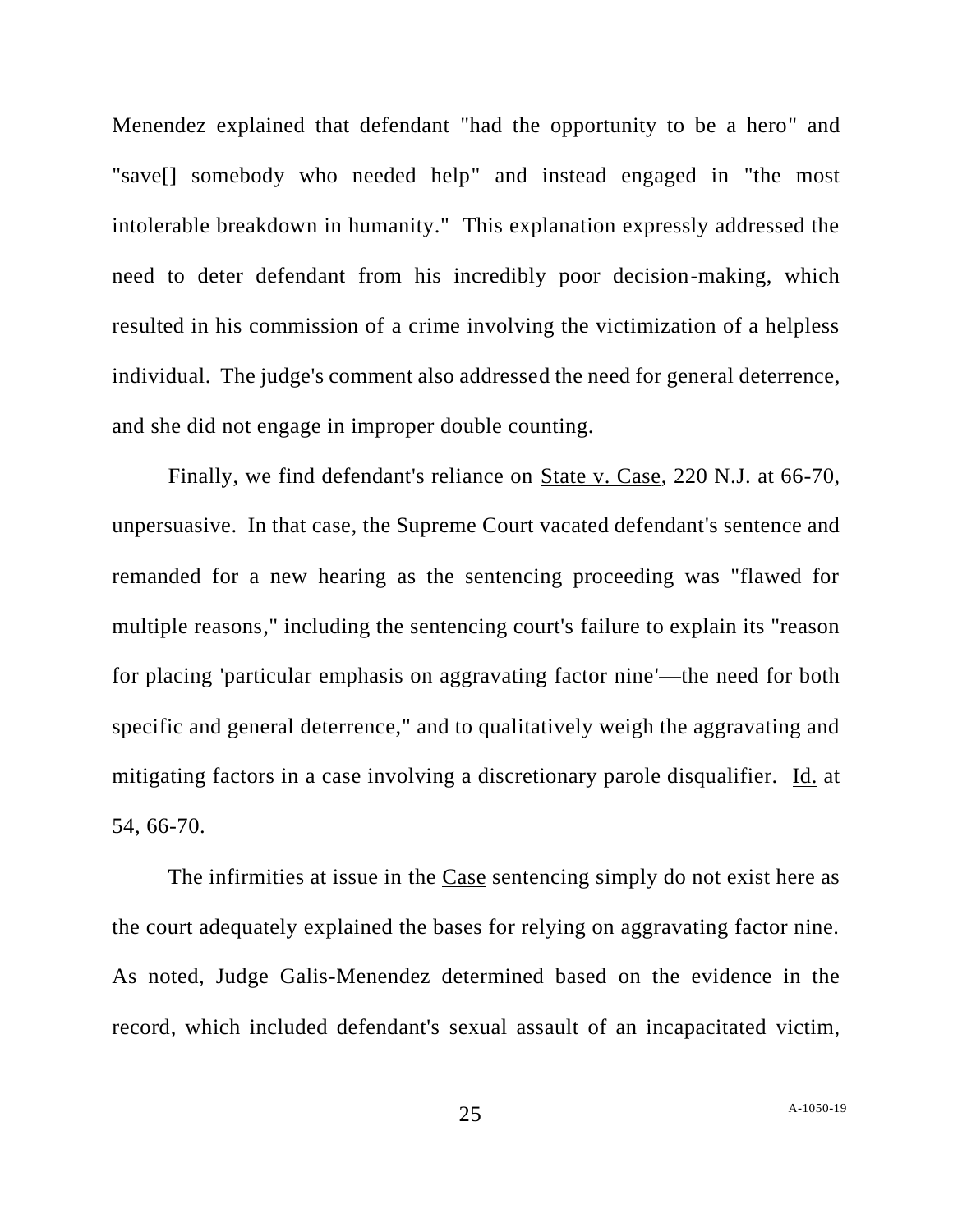Menendez explained that defendant "had the opportunity to be a hero" and "save[] somebody who needed help" and instead engaged in "the most intolerable breakdown in humanity." This explanation expressly addressed the need to deter defendant from his incredibly poor decision-making, which resulted in his commission of a crime involving the victimization of a helpless individual. The judge's comment also addressed the need for general deterrence, and she did not engage in improper double counting.

Finally, we find defendant's reliance on State v. Case, 220 N.J. at 66-70, unpersuasive. In that case, the Supreme Court vacated defendant's sentence and remanded for a new hearing as the sentencing proceeding was "flawed for multiple reasons," including the sentencing court's failure to explain its "reason for placing 'particular emphasis on aggravating factor nine'—the need for both specific and general deterrence," and to qualitatively weigh the aggravating and mitigating factors in a case involving a discretionary parole disqualifier. Id. at 54, 66-70.

The infirmities at issue in the Case sentencing simply do not exist here as the court adequately explained the bases for relying on aggravating factor nine. As noted, Judge Galis-Menendez determined based on the evidence in the record, which included defendant's sexual assault of an incapacitated victim,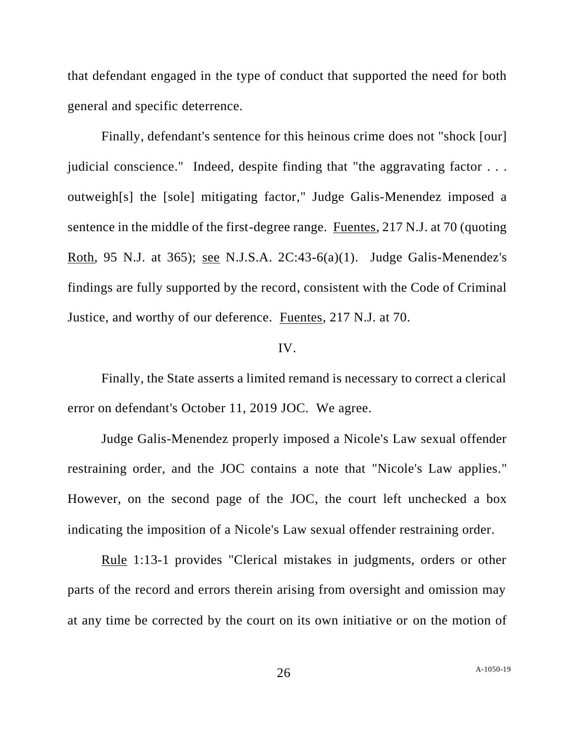that defendant engaged in the type of conduct that supported the need for both general and specific deterrence.

Finally, defendant's sentence for this heinous crime does not "shock [our] judicial conscience." Indeed, despite finding that "the aggravating factor . . . outweigh[s] the [sole] mitigating factor," Judge Galis-Menendez imposed a sentence in the middle of the first-degree range. Fuentes, 217 N.J. at 70 (quoting Roth, 95 N.J. at 365); see N.J.S.A. 2C:43-6(a)(1). Judge Galis-Menendez's findings are fully supported by the record, consistent with the Code of Criminal Justice, and worthy of our deference. Fuentes, 217 N.J. at 70.

## IV.

Finally, the State asserts a limited remand is necessary to correct a clerical error on defendant's October 11, 2019 JOC. We agree.

Judge Galis-Menendez properly imposed a Nicole's Law sexual offender restraining order, and the JOC contains a note that "Nicole's Law applies." However, on the second page of the JOC, the court left unchecked a box indicating the imposition of a Nicole's Law sexual offender restraining order.

Rule 1:13-1 provides "Clerical mistakes in judgments, orders or other parts of the record and errors therein arising from oversight and omission may at any time be corrected by the court on its own initiative or on the motion of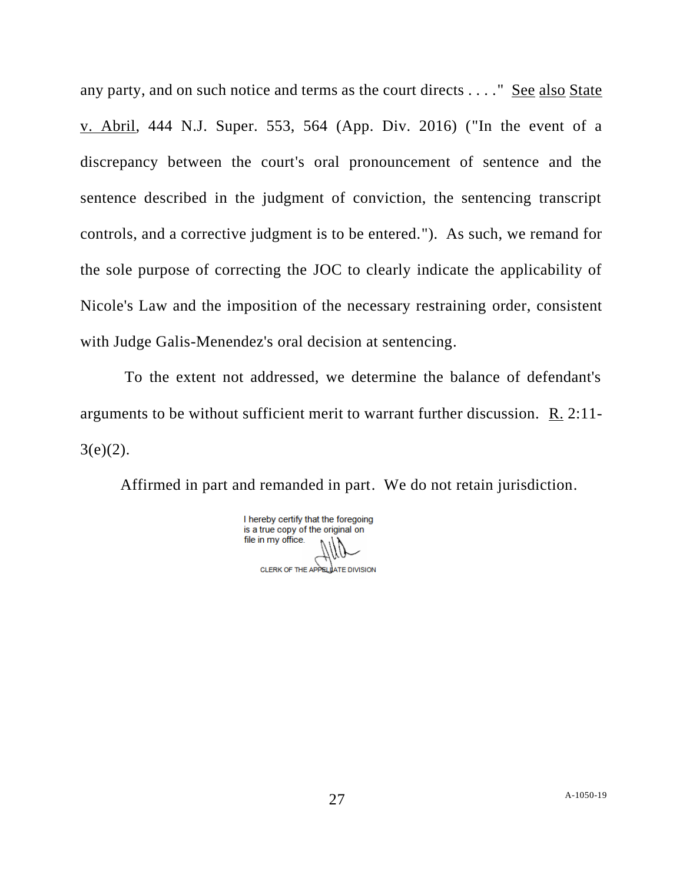any party, and on such notice and terms as the court directs . . . ." See also State v. Abril, 444 N.J. Super. 553, 564 (App. Div. 2016) ("In the event of a discrepancy between the court's oral pronouncement of sentence and the sentence described in the judgment of conviction, the sentencing transcript controls, and a corrective judgment is to be entered."). As such, we remand for the sole purpose of correcting the JOC to clearly indicate the applicability of Nicole's Law and the imposition of the necessary restraining order, consistent with Judge Galis-Menendez's oral decision at sentencing.

To the extent not addressed, we determine the balance of defendant's arguments to be without sufficient merit to warrant further discussion. R. 2:11-3(e)(2).

Affirmed in part and remanded in part. We do not retain jurisdiction.

I hereby certify that the foregoing is a true copy of the original on file in my office.

CLERK OF THE APPELLATE DIVISION